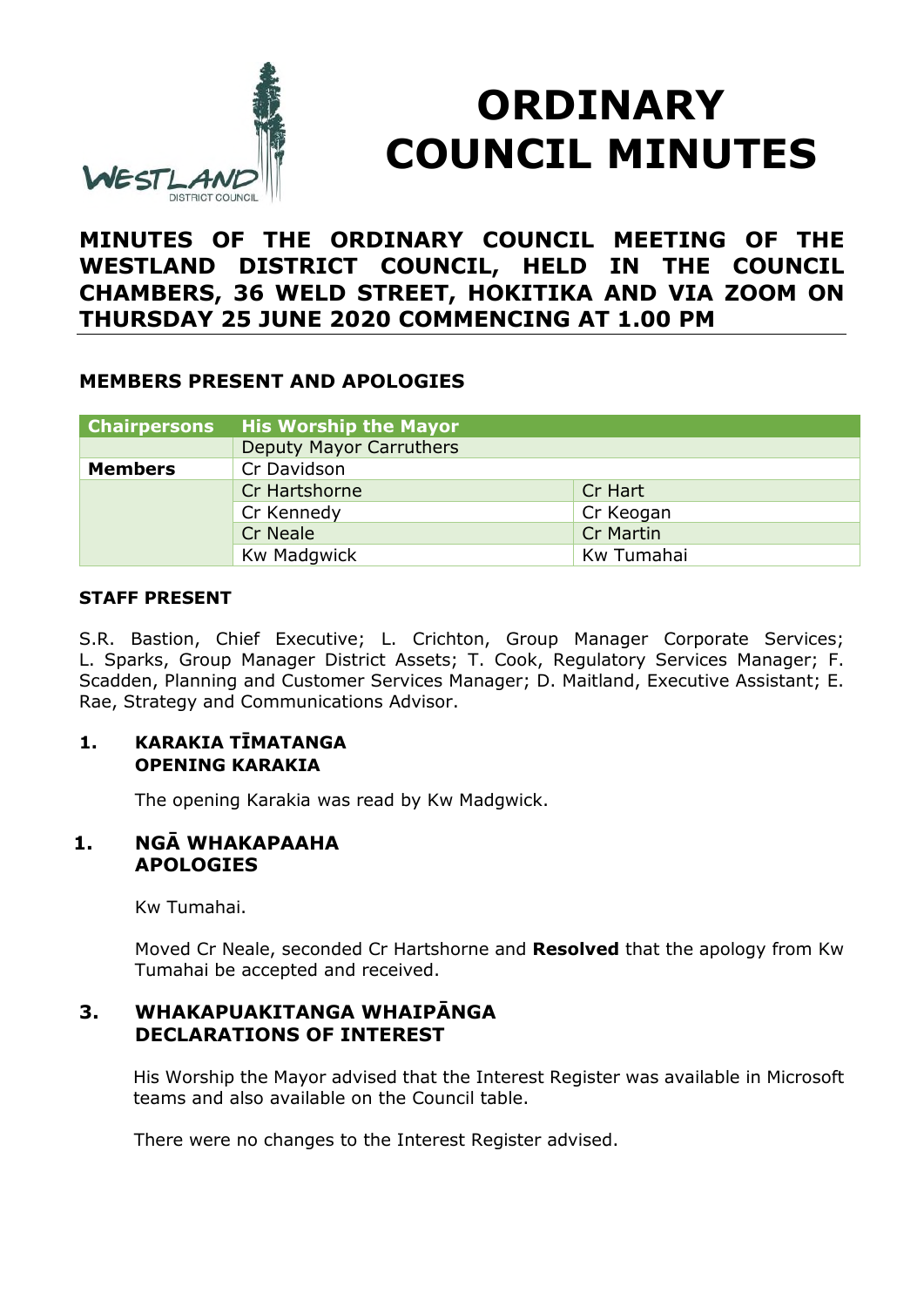# ORDINARY COUNCIL MINUTES

## MINUTES OF THE ORDINARY COUNCIL MEETING OF THE WESTLAND DISTRICT COUNCIL, HELD IN THE COUNCIL CHAMBERS, 36 WELD STREET, HOKITIKA AND VIA ZOOM ON THURSDAY 25 JUNE 2020 COMMENCING AT 1.00 PM

### MEMBERS PRESENT AND APOLOGIES

| Chairpersons | His Worship the Mayor | |
|---|---|---|
| | Deputy Mayor Carruthers | |
| **Members** | Cr Davidson | |
| | Cr Hartshorne | Cr Hart |
| | Cr Kennedy | Cr Keogan |
| | Cr Neale | Cr Martin |
| | Kw Madgwick | Kw Tumahai |

#### STAFF PRESENT

S.R. Bastion, Chief Executive; L. Crichton, Group Manager Corporate Services; L. Sparks, Group Manager District Assets; T. Cook, Regulatory Services Manager; F. Scadden, Planning and Customer Services Manager; D. Maitland, Executive Assistant; E. Rae, Strategy and Communications Advisor.

#### 1. KARAKIA TĪMATANGA OPENING KARAKIA

The opening Karakia was read by Kw Madgwick.

#### 1. NGĀ WHAKAPAAHA APOLOGIES

Kw Tumahai.

Moved Cr Neale, seconded Cr Hartshorne and **Resolved** that the apology from Kw Tumahai be accepted and received.

#### 3. WHAKAPUAKITANGA WHAIPĀNGA DECLARATIONS OF INTEREST

His Worship the Mayor advised that the Interest Register was available in Microsoft teams and also available on the Council table.

There were no changes to the Interest Register advised.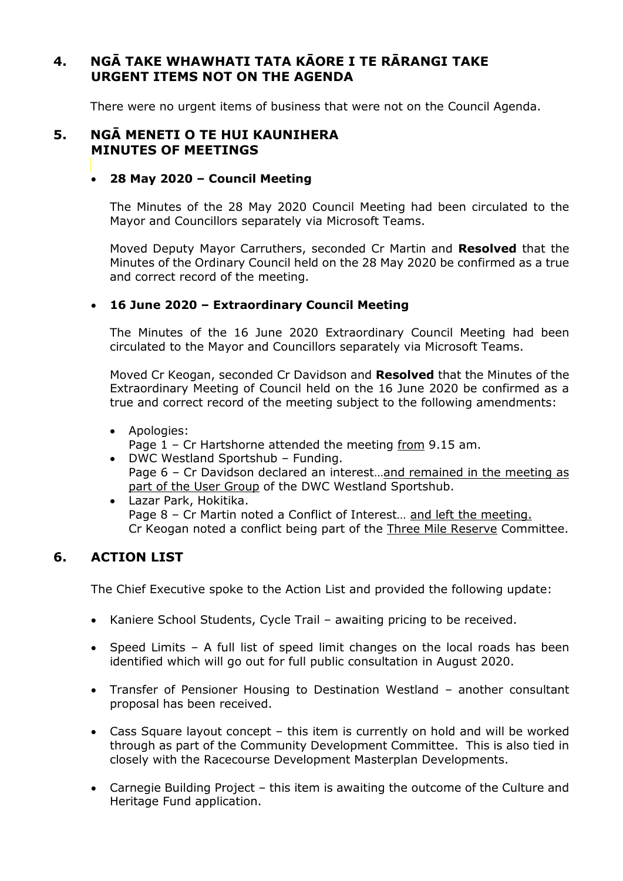## 4. NGĀ TAKE WHAWHATI TATA KĀORE I TE RĀRANGI TAKE URGENT ITEMS NOT ON THE AGENDA

There were no urgent items of business that were not on the Council Agenda.

## 5. NGĀ MENETI O TE HUI KAUNIHERA MINUTES OF MEETINGS

- **28 May 2020 – Council Meeting**

  The Minutes of the 28 May 2020 Council Meeting had been circulated to the Mayor and Councillors separately via Microsoft Teams.

  Moved Deputy Mayor Carruthers, seconded Cr Martin and **Resolved** that the Minutes of the Ordinary Council held on the 28 May 2020 be confirmed as a true and correct record of the meeting.

- **16 June 2020 – Extraordinary Council Meeting**

  The Minutes of the 16 June 2020 Extraordinary Council Meeting had been circulated to the Mayor and Councillors separately via Microsoft Teams.

  Moved Cr Keogan, seconded Cr Davidson and **Resolved** that the Minutes of the Extraordinary Meeting of Council held on the 16 June 2020 be confirmed as a true and correct record of the meeting subject to the following amendments:

  - Apologies:
    Page 1 – Cr Hartshorne attended the meeting <u>from</u> 9.15 am.
  - DWC Westland Sportshub – Funding.
    Page 6 – Cr Davidson declared an interest…<u>and remained in the meeting as part of the User Group</u> of the DWC Westland Sportshub.
  - Lazar Park, Hokitika.
    Page 8 – Cr Martin noted a Conflict of Interest… <u>and left the meeting.</u>
    Cr Keogan noted a conflict being part of the <u>Three Mile Reserve</u> Committee.

## 6. ACTION LIST

The Chief Executive spoke to the Action List and provided the following update:

- Kaniere School Students, Cycle Trail – awaiting pricing to be received.
- Speed Limits – A full list of speed limit changes on the local roads has been identified which will go out for full public consultation in August 2020.
- Transfer of Pensioner Housing to Destination Westland – another consultant proposal has been received.
- Cass Square layout concept – this item is currently on hold and will be worked through as part of the Community Development Committee. This is also tied in closely with the Racecourse Development Masterplan Developments.
- Carnegie Building Project – this item is awaiting the outcome of the Culture and Heritage Fund application.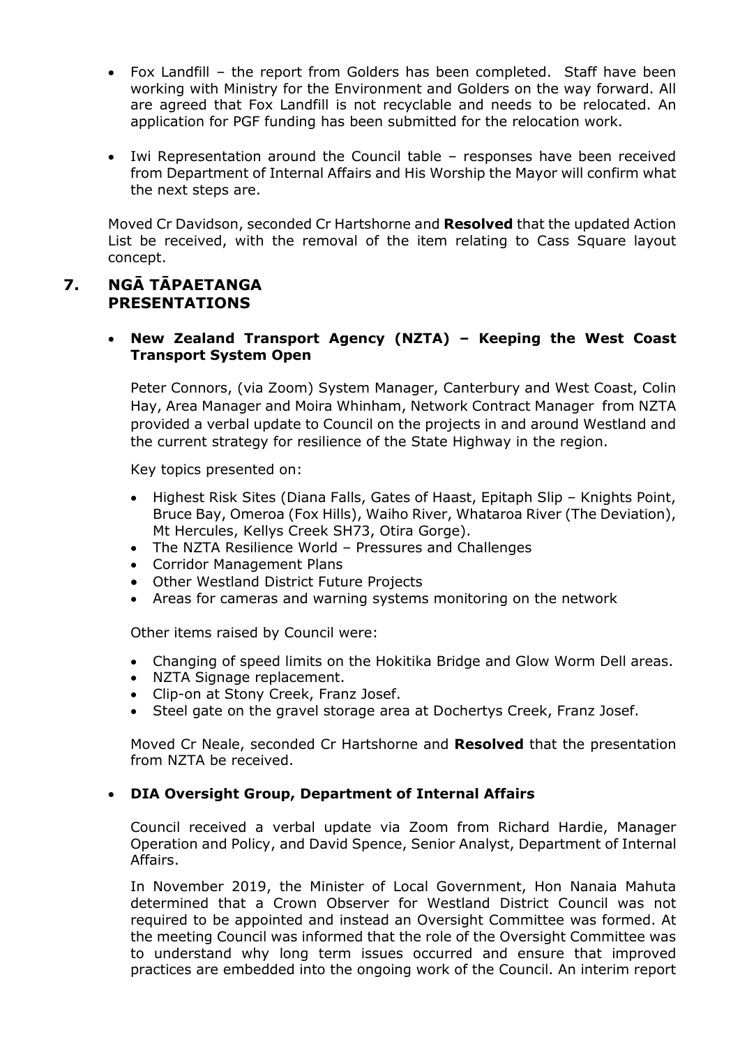- Fox Landfill – the report from Golders has been completed. Staff have been working with Ministry for the Environment and Golders on the way forward. All are agreed that Fox Landfill is not recyclable and needs to be relocated. An application for PGF funding has been submitted for the relocation work.
- Iwi Representation around the Council table – responses have been received from Department of Internal Affairs and His Worship the Mayor will confirm what the next steps are.

Moved Cr Davidson, seconded Cr Hartshorne and **Resolved** that the updated Action List be received, with the removal of the item relating to Cass Square layout concept.

## 7. NGĀ TĀPAETANGA PRESENTATIONS

- **New Zealand Transport Agency (NZTA) – Keeping the West Coast Transport System Open**

Peter Connors, (via Zoom) System Manager, Canterbury and West Coast, Colin Hay, Area Manager and Moira Whinham, Network Contract Manager from NZTA provided a verbal update to Council on the projects in and around Westland and the current strategy for resilience of the State Highway in the region.

Key topics presented on:

- Highest Risk Sites (Diana Falls, Gates of Haast, Epitaph Slip – Knights Point, Bruce Bay, Omeroa (Fox Hills), Waiho River, Whataroa River (The Deviation), Mt Hercules, Kellys Creek SH73, Otira Gorge).
- The NZTA Resilience World – Pressures and Challenges
- Corridor Management Plans
- Other Westland District Future Projects
- Areas for cameras and warning systems monitoring on the network

Other items raised by Council were:

- Changing of speed limits on the Hokitika Bridge and Glow Worm Dell areas.
- NZTA Signage replacement.
- Clip-on at Stony Creek, Franz Josef.
- Steel gate on the gravel storage area at Dochertys Creek, Franz Josef.

Moved Cr Neale, seconded Cr Hartshorne and **Resolved** that the presentation from NZTA be received.

- **DIA Oversight Group, Department of Internal Affairs**

Council received a verbal update via Zoom from Richard Hardie, Manager Operation and Policy, and David Spence, Senior Analyst, Department of Internal Affairs.

In November 2019, the Minister of Local Government, Hon Nanaia Mahuta determined that a Crown Observer for Westland District Council was not required to be appointed and instead an Oversight Committee was formed. At the meeting Council was informed that the role of the Oversight Committee was to understand why long term issues occurred and ensure that improved practices are embedded into the ongoing work of the Council. An interim report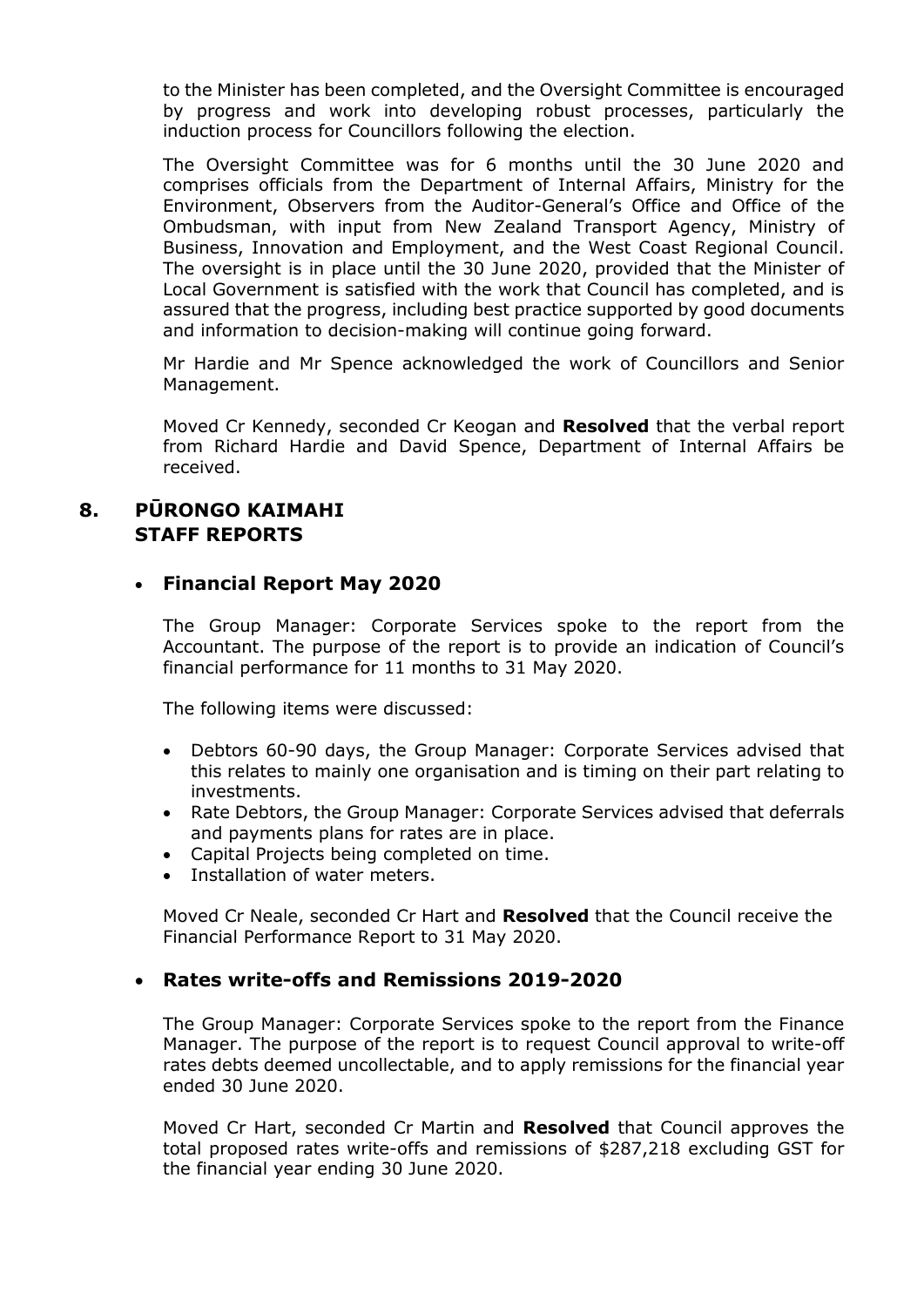to the Minister has been completed, and the Oversight Committee is encouraged by progress and work into developing robust processes, particularly the induction process for Councillors following the election.

The Oversight Committee was for 6 months until the 30 June 2020 and comprises officials from the Department of Internal Affairs, Ministry for the Environment, Observers from the Auditor-General's Office and Office of the Ombudsman, with input from New Zealand Transport Agency, Ministry of Business, Innovation and Employment, and the West Coast Regional Council. The oversight is in place until the 30 June 2020, provided that the Minister of Local Government is satisfied with the work that Council has completed, and is assured that the progress, including best practice supported by good documents and information to decision-making will continue going forward.

Mr Hardie and Mr Spence acknowledged the work of Councillors and Senior Management.

Moved Cr Kennedy, seconded Cr Keogan and **Resolved** that the verbal report from Richard Hardie and David Spence, Department of Internal Affairs be received.

## 8. PŪRONGO KAIMAHI STAFF REPORTS

- **Financial Report May 2020**

The Group Manager: Corporate Services spoke to the report from the Accountant. The purpose of the report is to provide an indication of Council's financial performance for 11 months to 31 May 2020.

The following items were discussed:

- Debtors 60-90 days, the Group Manager: Corporate Services advised that this relates to mainly one organisation and is timing on their part relating to investments.
- Rate Debtors, the Group Manager: Corporate Services advised that deferrals and payments plans for rates are in place.
- Capital Projects being completed on time.
- Installation of water meters.

Moved Cr Neale, seconded Cr Hart and **Resolved** that the Council receive the Financial Performance Report to 31 May 2020.

- **Rates write-offs and Remissions 2019-2020**

The Group Manager: Corporate Services spoke to the report from the Finance Manager. The purpose of the report is to request Council approval to write-off rates debts deemed uncollectable, and to apply remissions for the financial year ended 30 June 2020.

Moved Cr Hart, seconded Cr Martin and **Resolved** that Council approves the total proposed rates write-offs and remissions of $287,218 excluding GST for the financial year ending 30 June 2020.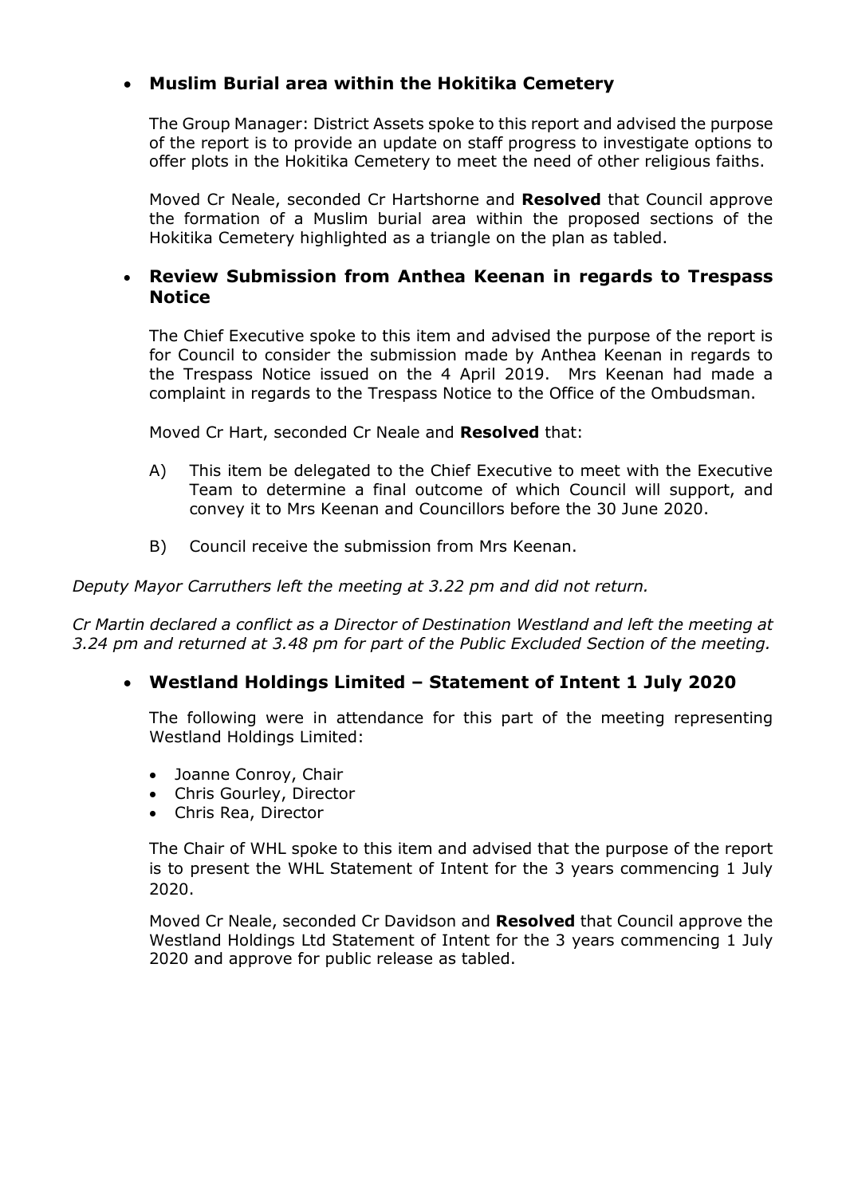- **Muslim Burial area within the Hokitika Cemetery**

  The Group Manager: District Assets spoke to this report and advised the purpose of the report is to provide an update on staff progress to investigate options to offer plots in the Hokitika Cemetery to meet the need of other religious faiths.

  Moved Cr Neale, seconded Cr Hartshorne and **Resolved** that Council approve the formation of a Muslim burial area within the proposed sections of the Hokitika Cemetery highlighted as a triangle on the plan as tabled.

- **Review Submission from Anthea Keenan in regards to Trespass Notice**

  The Chief Executive spoke to this item and advised the purpose of the report is for Council to consider the submission made by Anthea Keenan in regards to the Trespass Notice issued on the 4 April 2019. Mrs Keenan had made a complaint in regards to the Trespass Notice to the Office of the Ombudsman.

  Moved Cr Hart, seconded Cr Neale and **Resolved** that:

  A) This item be delegated to the Chief Executive to meet with the Executive Team to determine a final outcome of which Council will support, and convey it to Mrs Keenan and Councillors before the 30 June 2020.

  B) Council receive the submission from Mrs Keenan.

*Deputy Mayor Carruthers left the meeting at 3.22 pm and did not return.*

*Cr Martin declared a conflict as a Director of Destination Westland and left the meeting at 3.24 pm and returned at 3.48 pm for part of the Public Excluded Section of the meeting.*

- **Westland Holdings Limited – Statement of Intent 1 July 2020**

  The following were in attendance for this part of the meeting representing Westland Holdings Limited:

  - Joanne Conroy, Chair
  - Chris Gourley, Director
  - Chris Rea, Director

  The Chair of WHL spoke to this item and advised that the purpose of the report is to present the WHL Statement of Intent for the 3 years commencing 1 July 2020.

  Moved Cr Neale, seconded Cr Davidson and **Resolved** that Council approve the Westland Holdings Ltd Statement of Intent for the 3 years commencing 1 July 2020 and approve for public release as tabled.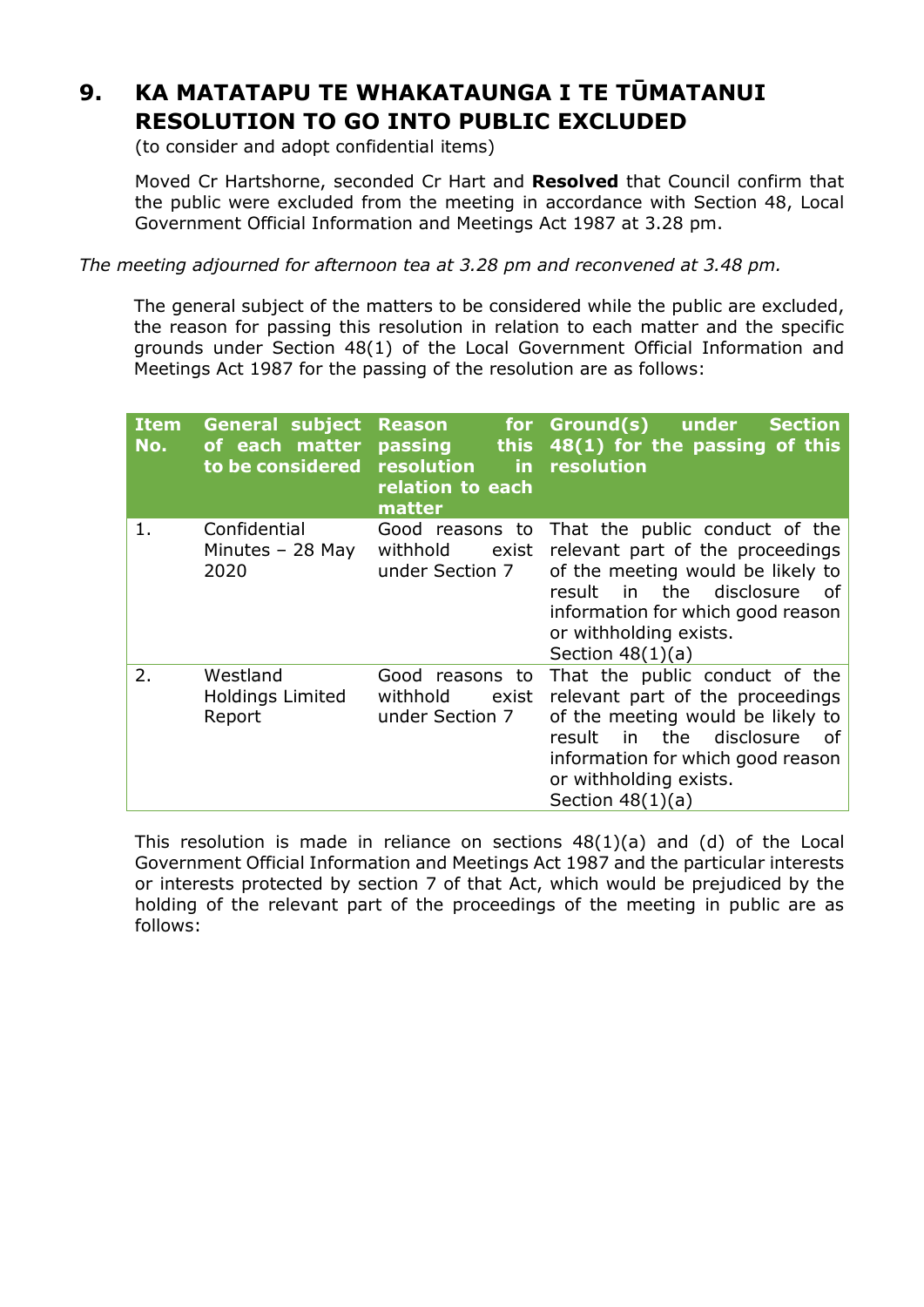# 9. KA MATATAPU TE WHAKATAUNGA I TE TŪMATANUI RESOLUTION TO GO INTO PUBLIC EXCLUDED

(to consider and adopt confidential items)

Moved Cr Hartshorne, seconded Cr Hart and **Resolved** that Council confirm that the public were excluded from the meeting in accordance with Section 48, Local Government Official Information and Meetings Act 1987 at 3.28 pm.

*The meeting adjourned for afternoon tea at 3.28 pm and reconvened at 3.48 pm.*

The general subject of the matters to be considered while the public are excluded, the reason for passing this resolution in relation to each matter and the specific grounds under Section 48(1) of the Local Government Official Information and Meetings Act 1987 for the passing of the resolution are as follows:

| Item No. | General subject of each matter to be considered | Reason for passing this resolution in relation to each matter | Ground(s) under Section 48(1) for the passing of this resolution |
|---|---|---|---|
| 1. | Confidential Minutes – 28 May 2020 | Good reasons to withhold exist under Section 7 | That the public conduct of the relevant part of the proceedings of the meeting would be likely to result in the disclosure of information for which good reason or withholding exists. Section 48(1)(a) |
| 2. | Westland Holdings Limited Report | Good reasons to withhold exist under Section 7 | That the public conduct of the relevant part of the proceedings of the meeting would be likely to result in the disclosure of information for which good reason or withholding exists. Section 48(1)(a) |

This resolution is made in reliance on sections 48(1)(a) and (d) of the Local Government Official Information and Meetings Act 1987 and the particular interests or interests protected by section 7 of that Act, which would be prejudiced by the holding of the relevant part of the proceedings of the meeting in public are as follows: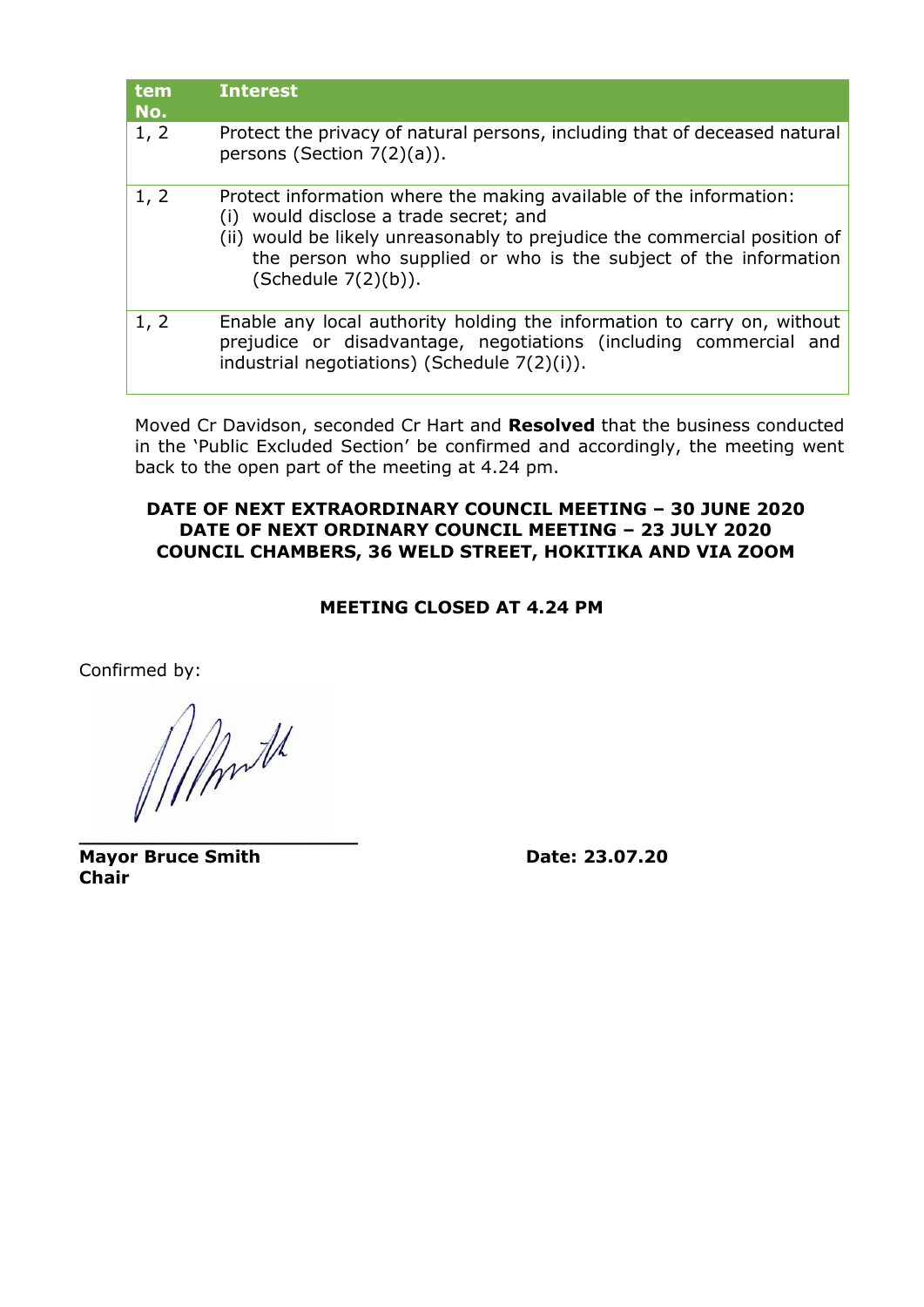| tem No. | Interest |
|---|---|
| 1, 2 | Protect the privacy of natural persons, including that of deceased natural persons (Section 7(2)(a)). |
| 1, 2 | Protect information where the making available of the information:<br>(i) would disclose a trade secret; and<br>(ii) would be likely unreasonably to prejudice the commercial position of the person who supplied or who is the subject of the information (Schedule 7(2)(b)). |
| 1, 2 | Enable any local authority holding the information to carry on, without prejudice or disadvantage, negotiations (including commercial and industrial negotiations) (Schedule 7(2)(i)). |

Moved Cr Davidson, seconded Cr Hart and **Resolved** that the business conducted in the 'Public Excluded Section' be confirmed and accordingly, the meeting went back to the open part of the meeting at 4.24 pm.

**DATE OF NEXT EXTRAORDINARY COUNCIL MEETING – 30 JUNE 2020**
**DATE OF NEXT ORDINARY COUNCIL MEETING – 23 JULY 2020**
**COUNCIL CHAMBERS, 36 WELD STREET, HOKITIKA AND VIA ZOOM**

**MEETING CLOSED AT 4.24 PM**

Confirmed by:

\_\_\_\_\_\_\_\_\_\_\_\_\_\_\_\_\_\_\_\_\_\_\_\_
**Mayor Bruce Smith**
**Chair**

**Date: 23.07.20**